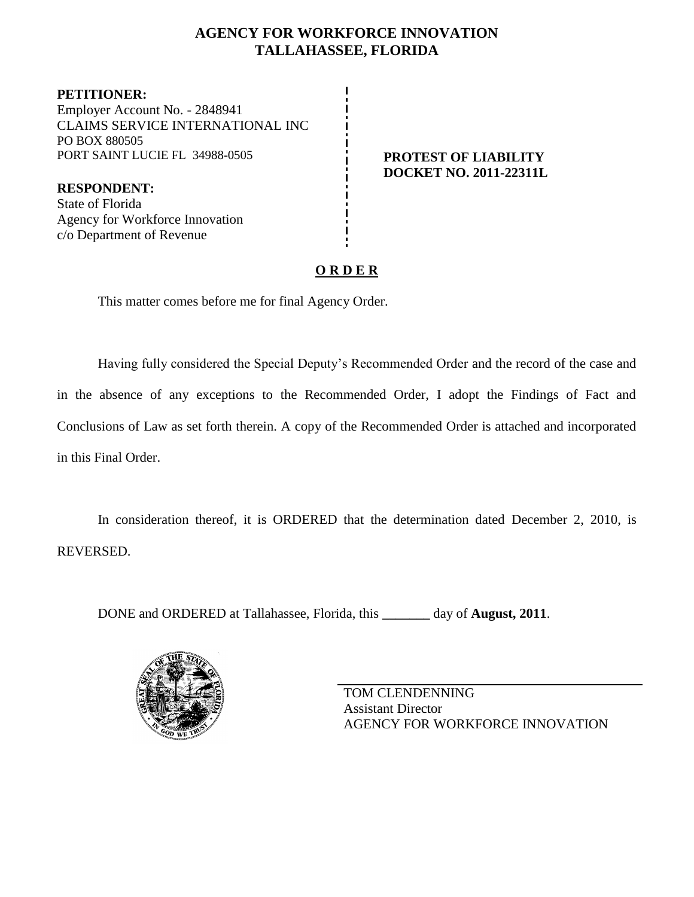# AGENCY FOR WORKFORCE INNOVATION
## TALLAHASSEE, FLORIDA

**PETITIONER:**
Employer Account No. - 2848941
CLAIMS SERVICE INTERNATIONAL INC
PO BOX 880505
PORT SAINT LUCIE FL 34988-0505

**RESPONDENT:**
State of Florida
Agency for Workforce Innovation
c/o Department of Revenue

**PROTEST OF LIABILITY**
**DOCKET NO. 2011-22311L**

**O R D E R**

This matter comes before me for final Agency Order.

Having fully considered the Special Deputy's Recommended Order and the record of the case and in the absence of any exceptions to the Recommended Order, I adopt the Findings of Fact and Conclusions of Law as set forth therein. A copy of the Recommended Order is attached and incorporated in this Final Order.

In consideration thereof, it is ORDERED that the determination dated December 2, 2010, is REVERSED.

DONE and ORDERED at Tallahassee, Florida, this _______ day of **August, 2011**.

TOM CLENDENNING
Assistant Director
AGENCY FOR WORKFORCE INNOVATION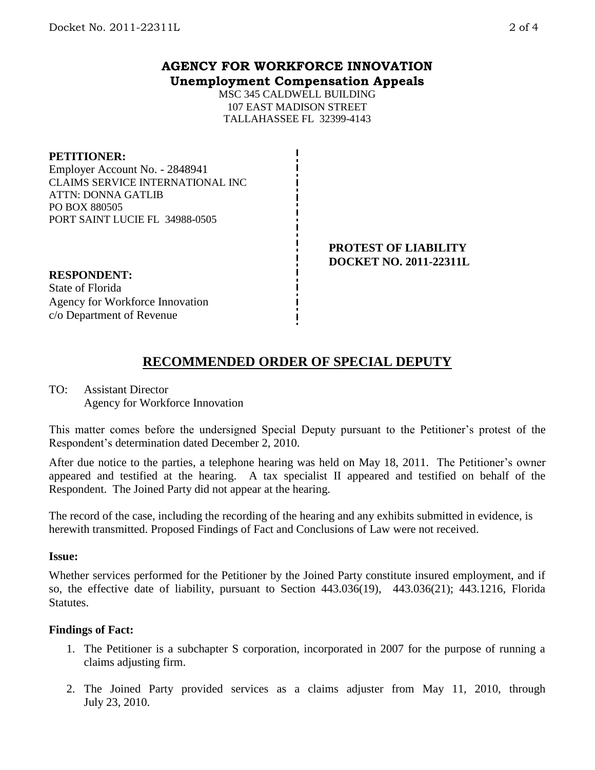# AGENCY FOR WORKFORCE INNOVATION
## Unemployment Compensation Appeals

MSC 345 CALDWELL BUILDING
107 EAST MADISON STREET
TALLAHASSEE FL 32399-4143

**PETITIONER:**
Employer Account No. - 2848941
CLAIMS SERVICE INTERNATIONAL INC
ATTN: DONNA GATLIB
PO BOX 880505
PORT SAINT LUCIE FL 34988-0505

**PROTEST OF LIABILITY**
**DOCKET NO. 2011-22311L**

**RESPONDENT:**
State of Florida
Agency for Workforce Innovation
c/o Department of Revenue

## RECOMMENDED ORDER OF SPECIAL DEPUTY

TO: Assistant Director
Agency for Workforce Innovation

This matter comes before the undersigned Special Deputy pursuant to the Petitioner's protest of the Respondent's determination dated December 2, 2010.

After due notice to the parties, a telephone hearing was held on May 18, 2011. The Petitioner's owner appeared and testified at the hearing. A tax specialist II appeared and testified on behalf of the Respondent. The Joined Party did not appear at the hearing.

The record of the case, including the recording of the hearing and any exhibits submitted in evidence, is herewith transmitted. Proposed Findings of Fact and Conclusions of Law were not received.

**Issue:**

Whether services performed for the Petitioner by the Joined Party constitute insured employment, and if so, the effective date of liability, pursuant to Section 443.036(19), 443.036(21); 443.1216, Florida Statutes.

**Findings of Fact:**

1. The Petitioner is a subchapter S corporation, incorporated in 2007 for the purpose of running a claims adjusting firm.
2. The Joined Party provided services as a claims adjuster from May 11, 2010, through July 23, 2010.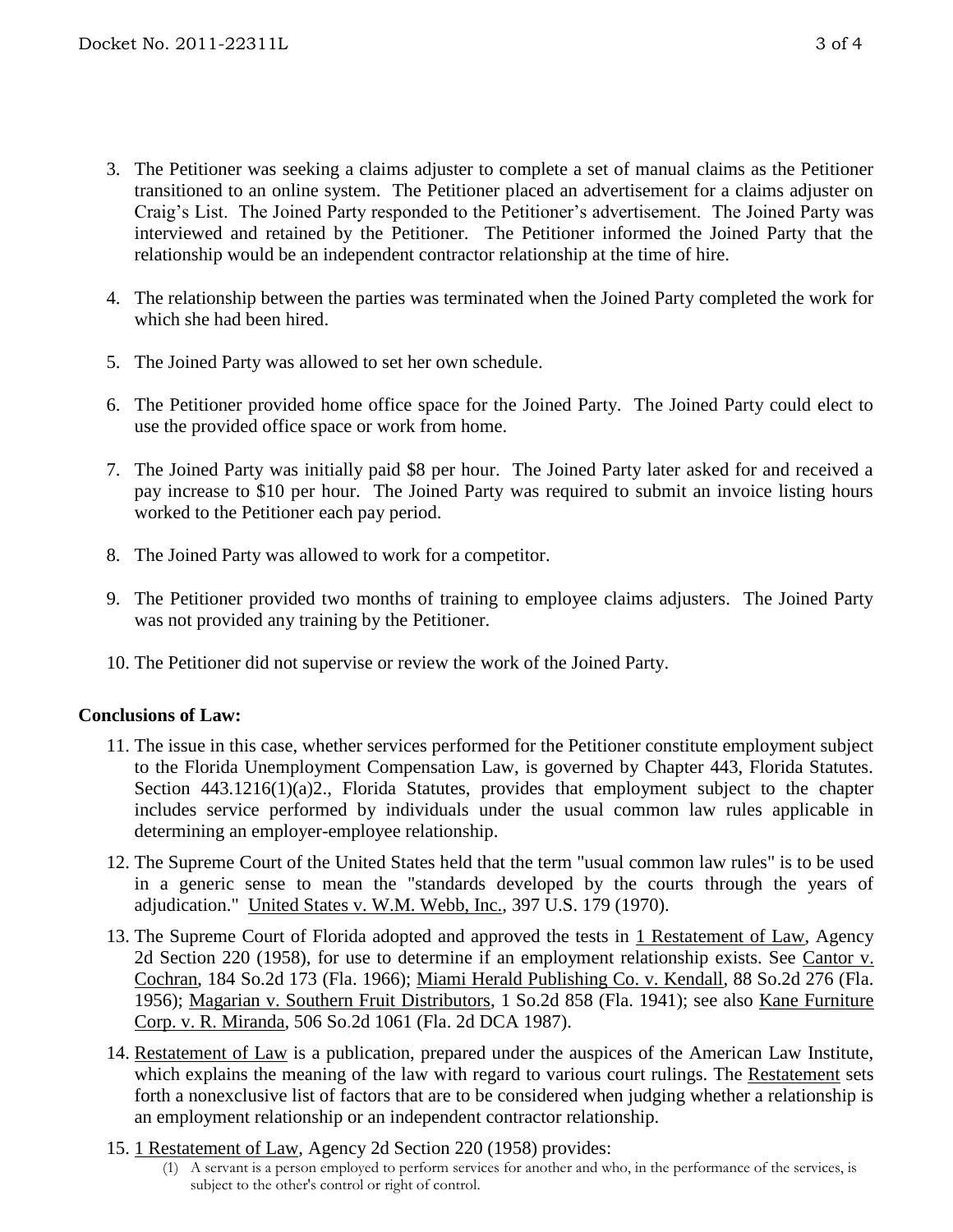3. The Petitioner was seeking a claims adjuster to complete a set of manual claims as the Petitioner transitioned to an online system. The Petitioner placed an advertisement for a claims adjuster on Craig's List. The Joined Party responded to the Petitioner's advertisement. The Joined Party was interviewed and retained by the Petitioner. The Petitioner informed the Joined Party that the relationship would be an independent contractor relationship at the time of hire.

4. The relationship between the parties was terminated when the Joined Party completed the work for which she had been hired.

5. The Joined Party was allowed to set her own schedule.

6. The Petitioner provided home office space for the Joined Party. The Joined Party could elect to use the provided office space or work from home.

7. The Joined Party was initially paid $8 per hour. The Joined Party later asked for and received a pay increase to $10 per hour. The Joined Party was required to submit an invoice listing hours worked to the Petitioner each pay period.

8. The Joined Party was allowed to work for a competitor.

9. The Petitioner provided two months of training to employee claims adjusters. The Joined Party was not provided any training by the Petitioner.

10. The Petitioner did not supervise or review the work of the Joined Party.

**Conclusions of Law:**

11. The issue in this case, whether services performed for the Petitioner constitute employment subject to the Florida Unemployment Compensation Law, is governed by Chapter 443, Florida Statutes. Section 443.1216(1)(a)2., Florida Statutes, provides that employment subject to the chapter includes service performed by individuals under the usual common law rules applicable in determining an employer-employee relationship.

12. The Supreme Court of the United States held that the term "usual common law rules" is to be used in a generic sense to mean the "standards developed by the courts through the years of adjudication." United States v. W.M. Webb, Inc., 397 U.S. 179 (1970).

13. The Supreme Court of Florida adopted and approved the tests in 1 Restatement of Law, Agency 2d Section 220 (1958), for use to determine if an employment relationship exists. See Cantor v. Cochran, 184 So.2d 173 (Fla. 1966); Miami Herald Publishing Co. v. Kendall, 88 So.2d 276 (Fla. 1956); Magarian v. Southern Fruit Distributors, 1 So.2d 858 (Fla. 1941); see also Kane Furniture Corp. v. R. Miranda, 506 So.2d 1061 (Fla. 2d DCA 1987).

14. Restatement of Law is a publication, prepared under the auspices of the American Law Institute, which explains the meaning of the law with regard to various court rulings. The Restatement sets forth a nonexclusive list of factors that are to be considered when judging whether a relationship is an employment relationship or an independent contractor relationship.

15. 1 Restatement of Law, Agency 2d Section 220 (1958) provides:

    (1) A servant is a person employed to perform services for another and who, in the performance of the services, is subject to the other's control or right of control.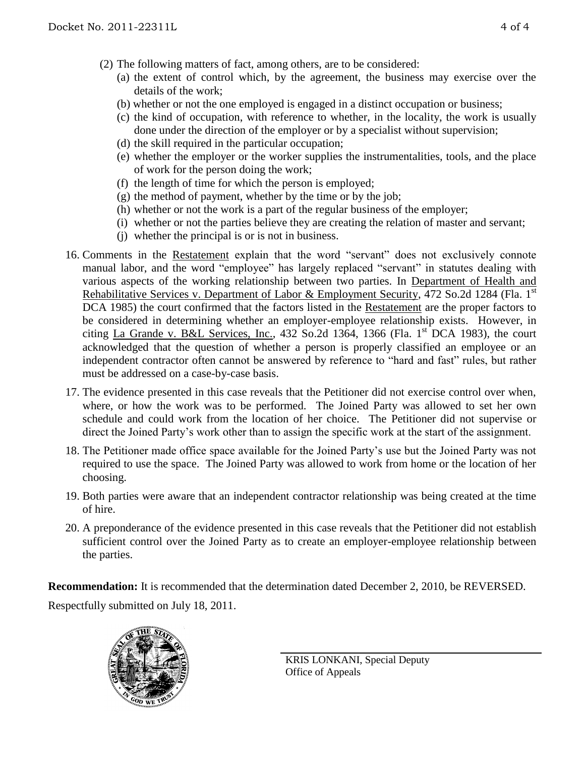(2) The following matters of fact, among others, are to be considered:
   (a) the extent of control which, by the agreement, the business may exercise over the details of the work;
   (b) whether or not the one employed is engaged in a distinct occupation or business;
   (c) the kind of occupation, with reference to whether, in the locality, the work is usually done under the direction of the employer or by a specialist without supervision;
   (d) the skill required in the particular occupation;
   (e) whether the employer or the worker supplies the instrumentalities, tools, and the place of work for the person doing the work;
   (f) the length of time for which the person is employed;
   (g) the method of payment, whether by the time or by the job;
   (h) whether or not the work is a part of the regular business of the employer;
   (i) whether or not the parties believe they are creating the relation of master and servant;
   (j) whether the principal is or is not in business.

16. Comments in the Restatement explain that the word "servant" does not exclusively connote manual labor, and the word "employee" has largely replaced "servant" in statutes dealing with various aspects of the working relationship between two parties. In Department of Health and Rehabilitative Services v. Department of Labor & Employment Security, 472 So.2d 1284 (Fla. 1st DCA 1985) the court confirmed that the factors listed in the Restatement are the proper factors to be considered in determining whether an employer-employee relationship exists. However, in citing La Grande v. B&L Services, Inc., 432 So.2d 1364, 1366 (Fla. 1st DCA 1983), the court acknowledged that the question of whether a person is properly classified an employee or an independent contractor often cannot be answered by reference to "hard and fast" rules, but rather must be addressed on a case-by-case basis.

17. The evidence presented in this case reveals that the Petitioner did not exercise control over when, where, or how the work was to be performed. The Joined Party was allowed to set her own schedule and could work from the location of her choice. The Petitioner did not supervise or direct the Joined Party's work other than to assign the specific work at the start of the assignment.

18. The Petitioner made office space available for the Joined Party's use but the Joined Party was not required to use the space. The Joined Party was allowed to work from home or the location of her choosing.

19. Both parties were aware that an independent contractor relationship was being created at the time of hire.

20. A preponderance of the evidence presented in this case reveals that the Petitioner did not establish sufficient control over the Joined Party as to create an employer-employee relationship between the parties.

**Recommendation:** It is recommended that the determination dated December 2, 2010, be REVERSED.

Respectfully submitted on July 18, 2011.

KRIS LONKANI, Special Deputy
Office of Appeals